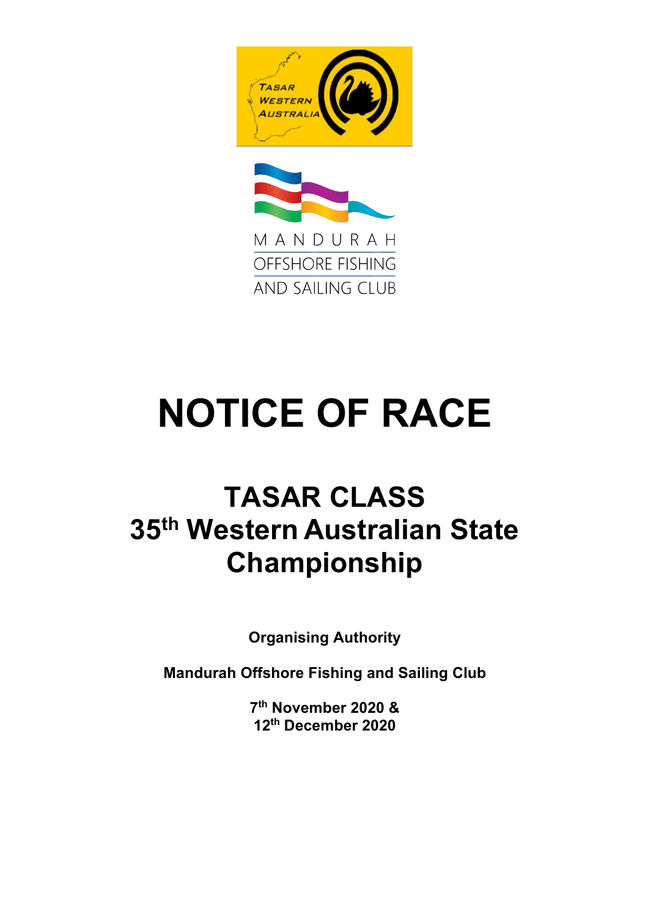# NOTICE OF RACE

## TASAR CLASS
## 35th Western Australian State Championship

**Organising Authority**

**Mandurah Offshore Fishing and Sailing Club**

**7th November 2020 &**
**12th December 2020**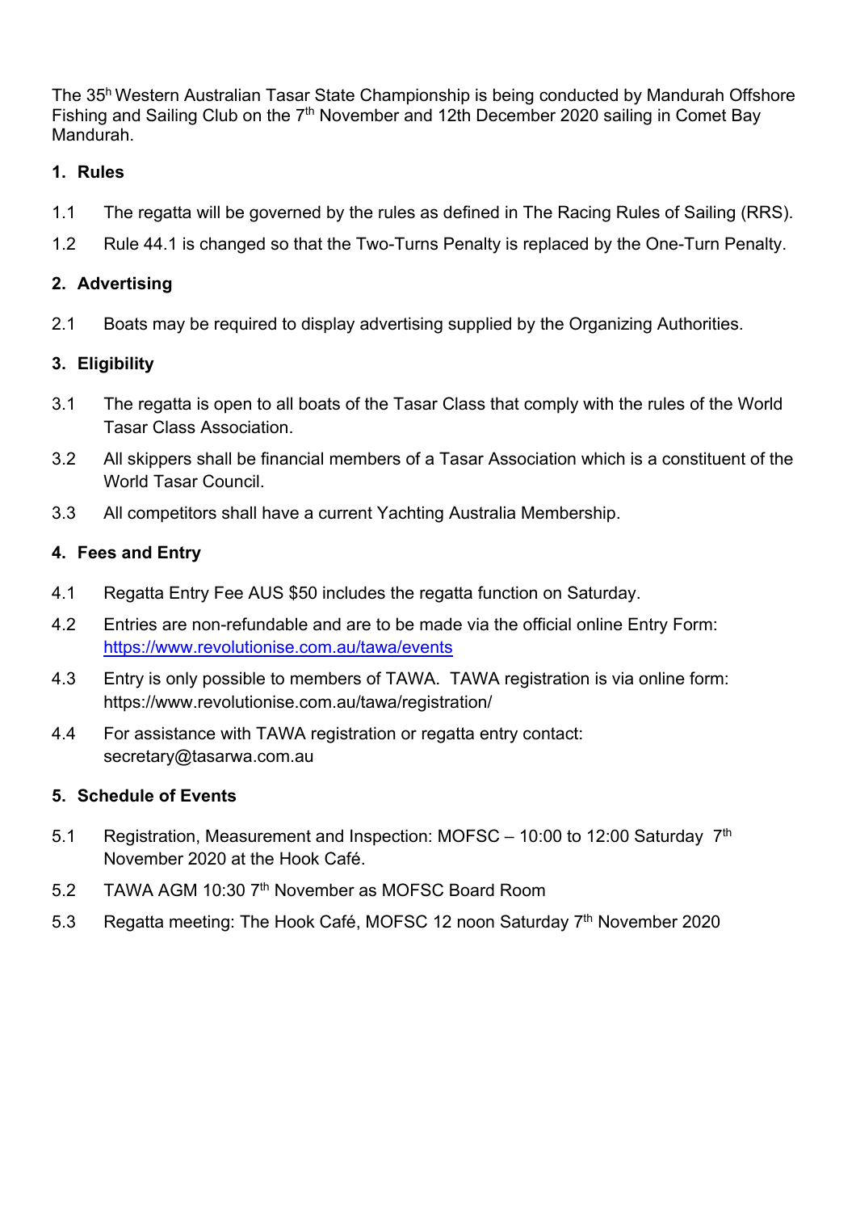The 35h Western Australian Tasar State Championship is being conducted by Mandurah Offshore Fishing and Sailing Club on the 7th November and 12th December 2020 sailing in Comet Bay Mandurah.

## 1. Rules

1.1 The regatta will be governed by the rules as defined in The Racing Rules of Sailing (RRS).

1.2 Rule 44.1 is changed so that the Two-Turns Penalty is replaced by the One-Turn Penalty.

## 2. Advertising

2.1 Boats may be required to display advertising supplied by the Organizing Authorities.

## 3. Eligibility

3.1 The regatta is open to all boats of the Tasar Class that comply with the rules of the World Tasar Class Association.

3.2 All skippers shall be financial members of a Tasar Association which is a constituent of the World Tasar Council.

3.3 All competitors shall have a current Yachting Australia Membership.

## 4. Fees and Entry

4.1 Regatta Entry Fee AUS $50 includes the regatta function on Saturday.

4.2 Entries are non-refundable and are to be made via the official online Entry Form: https://www.revolutionise.com.au/tawa/events

4.3 Entry is only possible to members of TAWA. TAWA registration is via online form: https://www.revolutionise.com.au/tawa/registration/

4.4 For assistance with TAWA registration or regatta entry contact: secretary@tasarwa.com.au

## 5. Schedule of Events

5.1 Registration, Measurement and Inspection: MOFSC – 10:00 to 12:00 Saturday 7th November 2020 at the Hook Café.

5.2 TAWA AGM 10:30 7th November as MOFSC Board Room

5.3 Regatta meeting: The Hook Café, MOFSC 12 noon Saturday 7th November 2020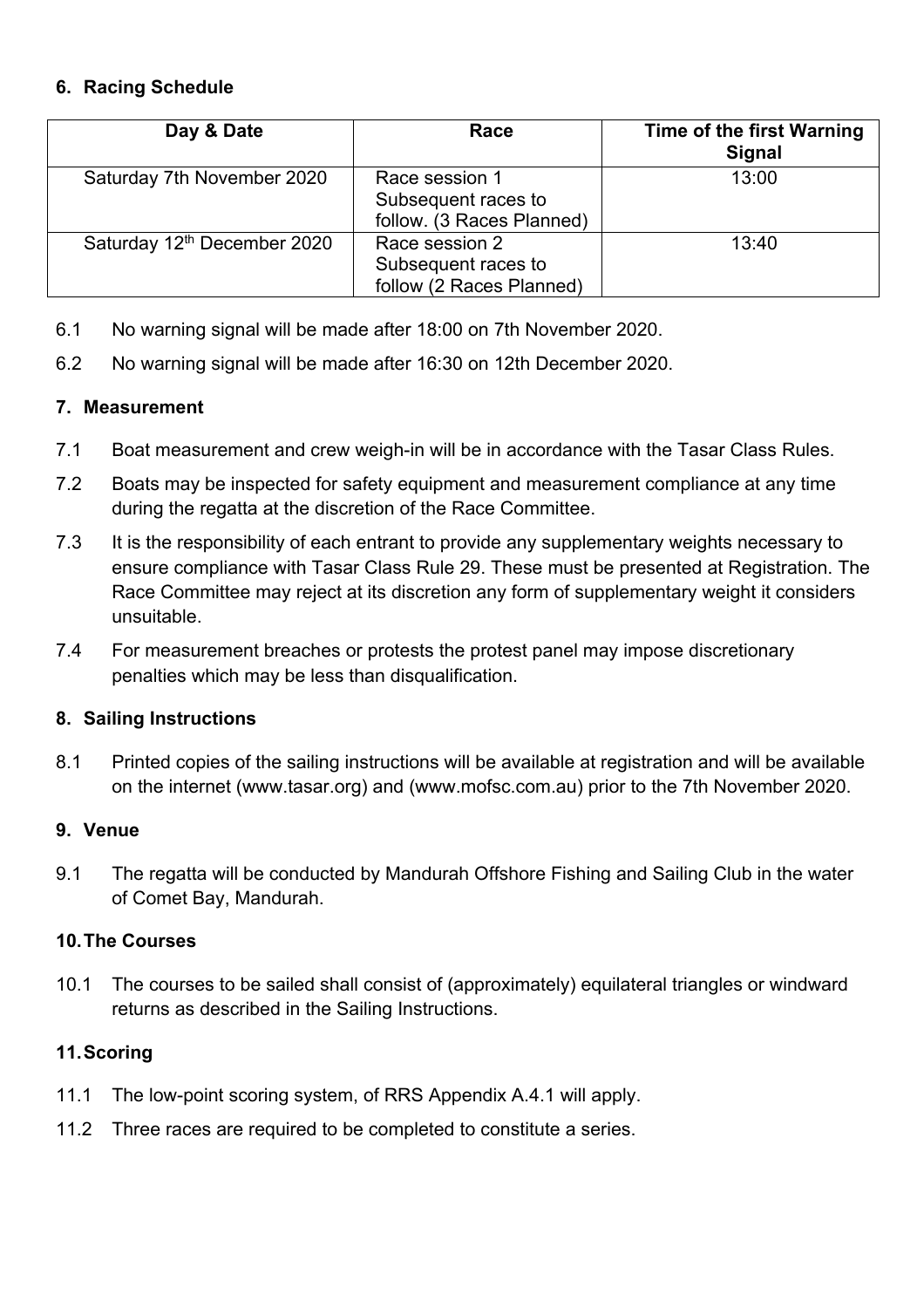## 6. Racing Schedule

| Day & Date | Race | Time of the first Warning Signal |
|---|---|---|
| Saturday 7th November 2020 | Race session 1 Subsequent races to follow. (3 Races Planned) | 13:00 |
| Saturday 12th December 2020 | Race session 2 Subsequent races to follow (2 Races Planned) | 13:40 |

6.1 No warning signal will be made after 18:00 on 7th November 2020.

6.2 No warning signal will be made after 16:30 on 12th December 2020.

## 7. Measurement

7.1 Boat measurement and crew weigh-in will be in accordance with the Tasar Class Rules.

7.2 Boats may be inspected for safety equipment and measurement compliance at any time during the regatta at the discretion of the Race Committee.

7.3 It is the responsibility of each entrant to provide any supplementary weights necessary to ensure compliance with Tasar Class Rule 29. These must be presented at Registration. The Race Committee may reject at its discretion any form of supplementary weight it considers unsuitable.

7.4 For measurement breaches or protests the protest panel may impose discretionary penalties which may be less than disqualification.

## 8. Sailing Instructions

8.1 Printed copies of the sailing instructions will be available at registration and will be available on the internet (www.tasar.org) and (www.mofsc.com.au) prior to the 7th November 2020.

## 9. Venue

9.1 The regatta will be conducted by Mandurah Offshore Fishing and Sailing Club in the water of Comet Bay, Mandurah.

## 10. The Courses

10.1 The courses to be sailed shall consist of (approximately) equilateral triangles or windward returns as described in the Sailing Instructions.

## 11. Scoring

11.1 The low-point scoring system, of RRS Appendix A.4.1 will apply.

11.2 Three races are required to be completed to constitute a series.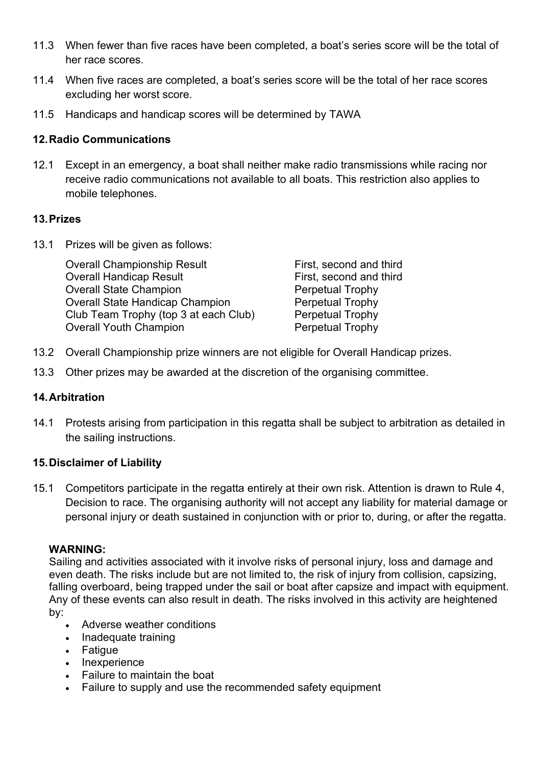11.3 When fewer than five races have been completed, a boat's series score will be the total of her race scores.

11.4 When five races are completed, a boat's series score will be the total of her race scores excluding her worst score.

11.5 Handicaps and handicap scores will be determined by TAWA

## 12. Radio Communications

12.1 Except in an emergency, a boat shall neither make radio transmissions while racing nor receive radio communications not available to all boats. This restriction also applies to mobile telephones.

## 13. Prizes

13.1 Prizes will be given as follows:

| | |
|---|---|
| Overall Championship Result | First, second and third |
| Overall Handicap Result | First, second and third |
| Overall State Champion | Perpetual Trophy |
| Overall State Handicap Champion | Perpetual Trophy |
| Club Team Trophy (top 3 at each Club) | Perpetual Trophy |
| Overall Youth Champion | Perpetual Trophy |

13.2 Overall Championship prize winners are not eligible for Overall Handicap prizes.

13.3 Other prizes may be awarded at the discretion of the organising committee.

## 14. Arbitration

14.1 Protests arising from participation in this regatta shall be subject to arbitration as detailed in the sailing instructions.

## 15. Disclaimer of Liability

15.1 Competitors participate in the regatta entirely at their own risk. Attention is drawn to Rule 4, Decision to race. The organising authority will not accept any liability for material damage or personal injury or death sustained in conjunction with or prior to, during, or after the regatta.

**WARNING:**
Sailing and activities associated with it involve risks of personal injury, loss and damage and even death. The risks include but are not limited to, the risk of injury from collision, capsizing, falling overboard, being trapped under the sail or boat after capsize and impact with equipment. Any of these events can also result in death. The risks involved in this activity are heightened by:

- Adverse weather conditions
- Inadequate training
- Fatigue
- Inexperience
- Failure to maintain the boat
- Failure to supply and use the recommended safety equipment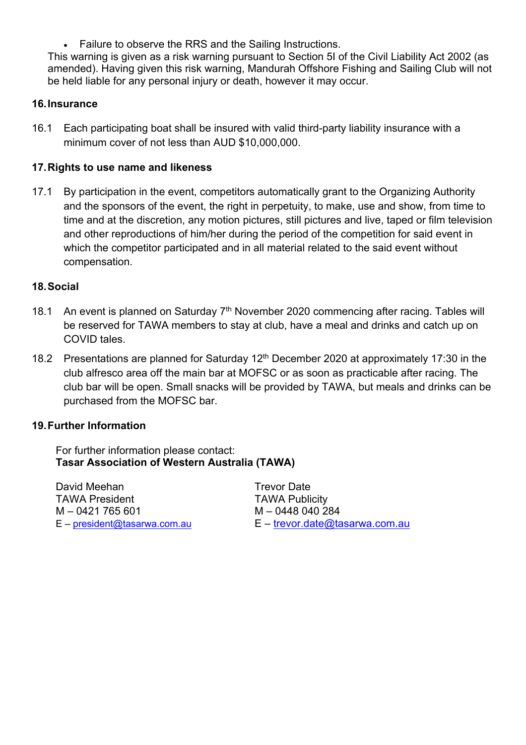- Failure to observe the RRS and the Sailing Instructions.

This warning is given as a risk warning pursuant to Section 5I of the Civil Liability Act 2002 (as amended). Having given this risk warning, Mandurah Offshore Fishing and Sailing Club will not be held liable for any personal injury or death, however it may occur.

## 16. Insurance

16.1 Each participating boat shall be insured with valid third-party liability insurance with a minimum cover of not less than AUD $10,000,000.

## 17. Rights to use name and likeness

17.1 By participation in the event, competitors automatically grant to the Organizing Authority and the sponsors of the event, the right in perpetuity, to make, use and show, from time to time and at the discretion, any motion pictures, still pictures and live, taped or film television and other reproductions of him/her during the period of the competition for said event in which the competitor participated and in all material related to the said event without compensation.

## 18. Social

18.1 An event is planned on Saturday 7th November 2020 commencing after racing. Tables will be reserved for TAWA members to stay at club, have a meal and drinks and catch up on COVID tales.

18.2 Presentations are planned for Saturday 12th December 2020 at approximately 17:30 in the club alfresco area off the main bar at MOFSC or as soon as practicable after racing. The club bar will be open. Small snacks will be provided by TAWA, but meals and drinks can be purchased from the MOFSC bar.

## 19. Further Information

For further information please contact:
**Tasar Association of Western Australia (TAWA)**

David Meehan
TAWA President
M – 0421 765 601
E – president@tasarwa.com.au

Trevor Date
TAWA Publicity
M – 0448 040 284
E – trevor.date@tasarwa.com.au